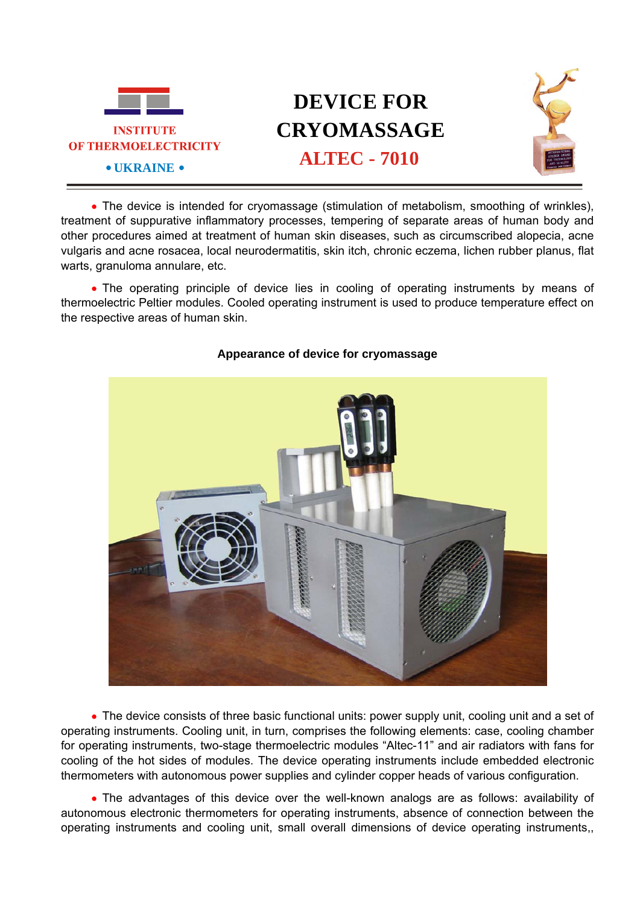INSTITUTE OF THERMOELECTRICITY

• UKRAINE •

# DEVICE FOR CRYOMASSAGE

## ALTEC - 7010

- The device is intended for cryomassage (stimulation of metabolism, smoothing of wrinkles), treatment of suppurative inflammatory processes, tempering of separate areas of human body and other procedures aimed at treatment of human skin diseases, such as circumscribed alopecia, acne vulgaris and acne rosacea, local neurodermatitis, skin itch, chronic eczema, lichen rubber planus, flat warts, granuloma annulare, etc.

- The operating principle of device lies in cooling of operating instruments by means of thermoelectric Peltier modules. Cooled operating instrument is used to produce temperature effect on the respective areas of human skin.

**Appearance of device for cryomassage**

- The device consists of three basic functional units: power supply unit, cooling unit and a set of operating instruments. Cooling unit, in turn, comprises the following elements: case, cooling chamber for operating instruments, two-stage thermoelectric modules "Altec-11" and air radiators with fans for cooling of the hot sides of modules. The device operating instruments include embedded electronic thermometers with autonomous power supplies and cylinder copper heads of various configuration.

- The advantages of this device over the well-known analogs are as follows: availability of autonomous electronic thermometers for operating instruments, absence of connection between the operating instruments and cooling unit, small overall dimensions of device operating instruments,,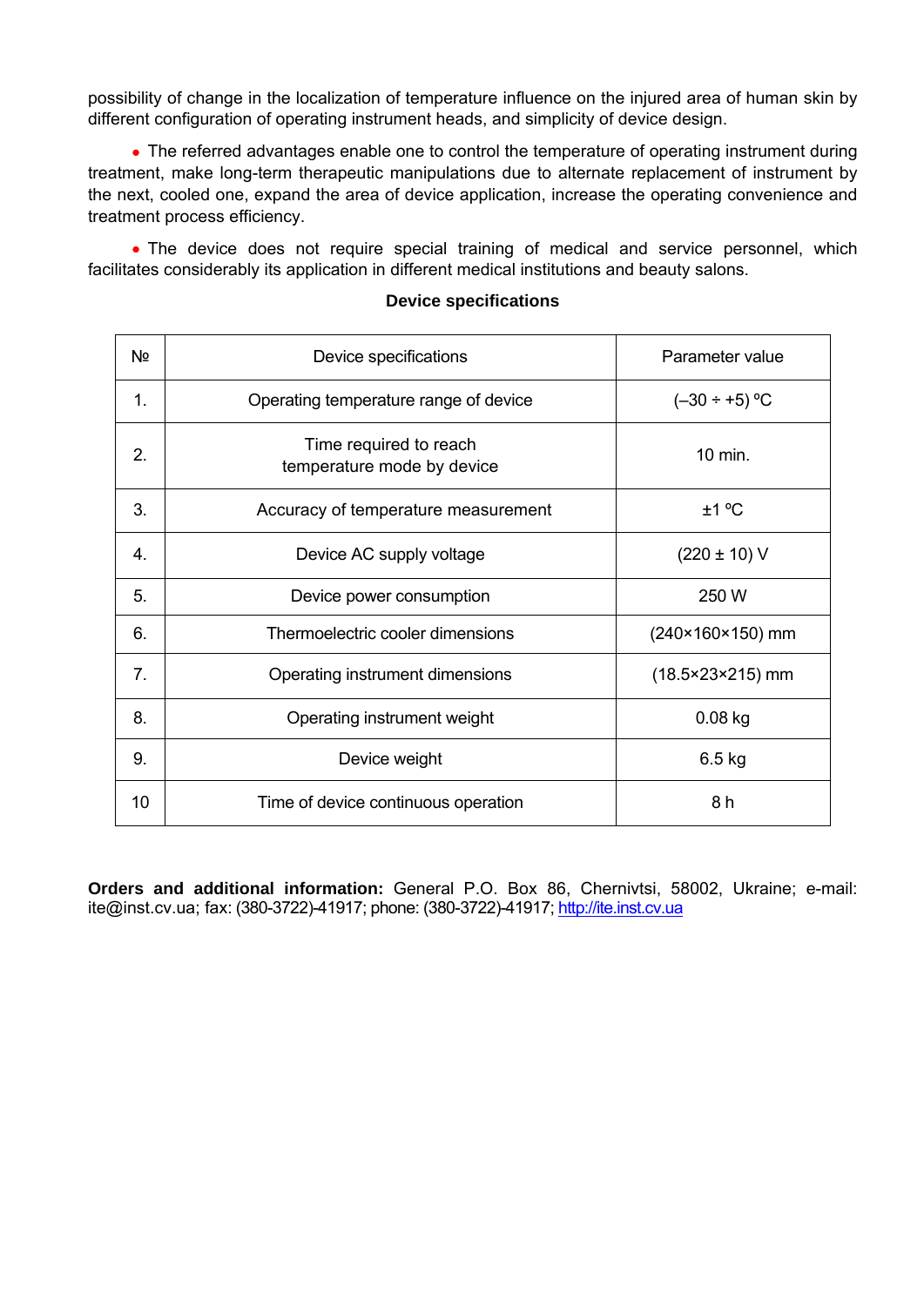possibility of change in the localization of temperature influence on the injured area of human skin by different configuration of operating instrument heads, and simplicity of device design.

- The referred advantages enable one to control the temperature of operating instrument during treatment, make long-term therapeutic manipulations due to alternate replacement of instrument by the next, cooled one, expand the area of device application, increase the operating convenience and treatment process efficiency.

- The device does not require special training of medical and service personnel, which facilitates considerably its application in different medical institutions and beauty salons.

**Device specifications**

| № | Device specifications | Parameter value |
|---|---|---|
| 1. | Operating temperature range of device | (–30 ÷ +5) ºC |
| 2. | Time required to reach temperature mode by device | 10 min. |
| 3. | Accuracy of temperature measurement | ±1 ºC |
| 4. | Device AC supply voltage | (220 ± 10) V |
| 5. | Device power consumption | 250 W |
| 6. | Thermoelectric cooler dimensions | (240×160×150) mm |
| 7. | Operating instrument dimensions | (18.5×23×215) mm |
| 8. | Operating instrument weight | 0.08 kg |
| 9. | Device weight | 6.5 kg |
| 10 | Time of device continuous operation | 8 h |

**Orders and additional information:** General P.O. Box 86, Chernivtsi, 58002, Ukraine; e-mail: ite@inst.cv.ua; fax: (380-3722)-41917; phone: (380-3722)-41917; http://ite.inst.cv.ua